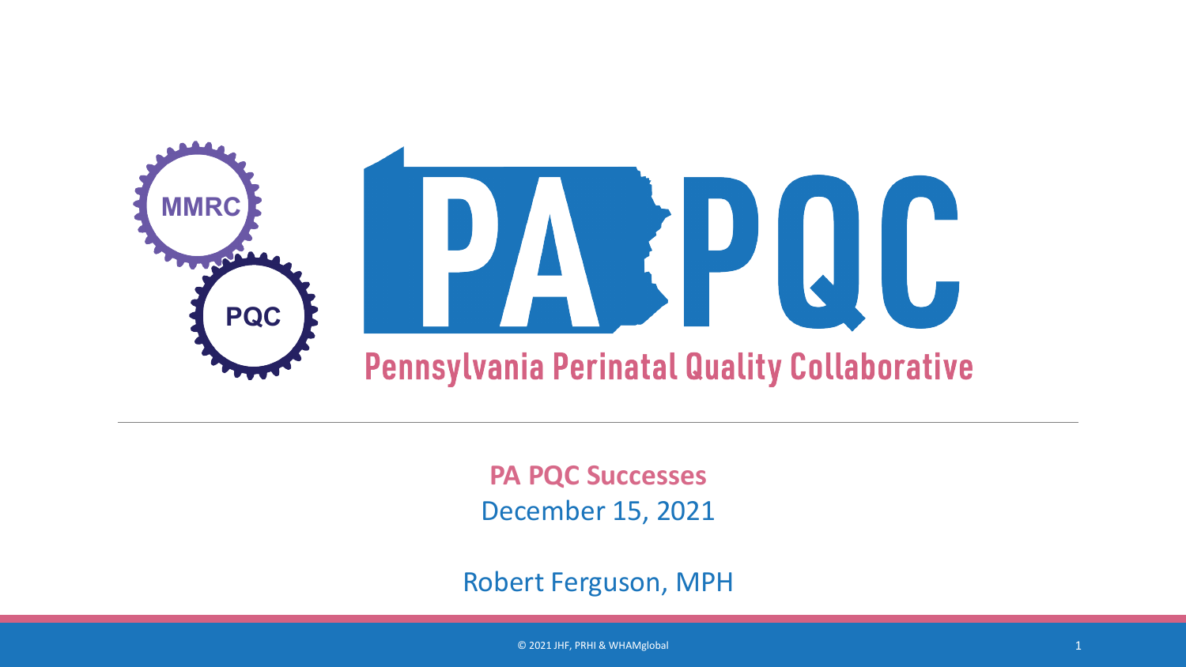MMRC

PQC

# PA PQC

## Pennsylvania Perinatal Quality Collaborative

---

**PA PQC Successes**

December 15, 2021

Robert Ferguson, MPH

© 2021 JHF, PRHI & WHAMglobal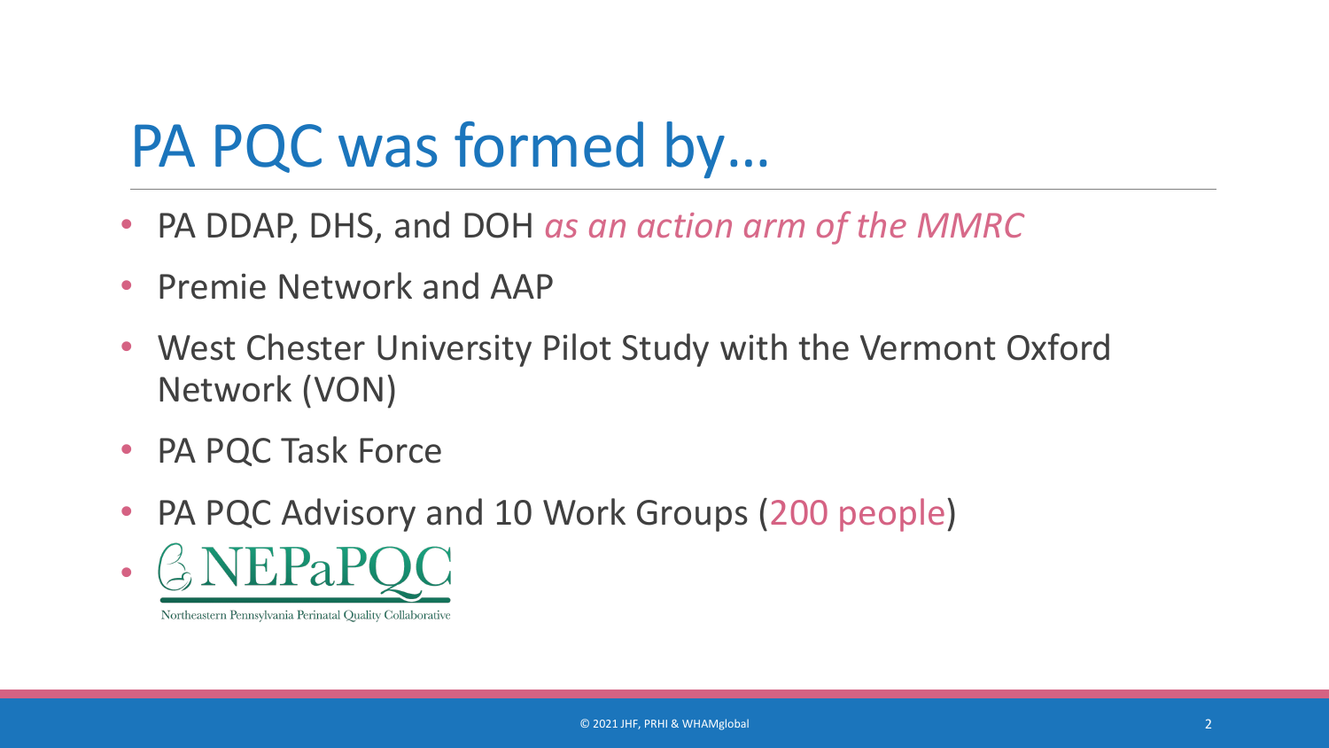# PA PQC was formed by…

- PA DDAP, DHS, and DOH *as an action arm of the MMRC*
- Premie Network and AAP
- West Chester University Pilot Study with the Vermont Oxford Network (VON)
- PA PQC Task Force
- PA PQC Advisory and 10 Work Groups (200 people)
- NEPaPQC Northeastern Pennsylvania Perinatal Quality Collaborative

© 2021 JHF, PRHI & WHAMglobal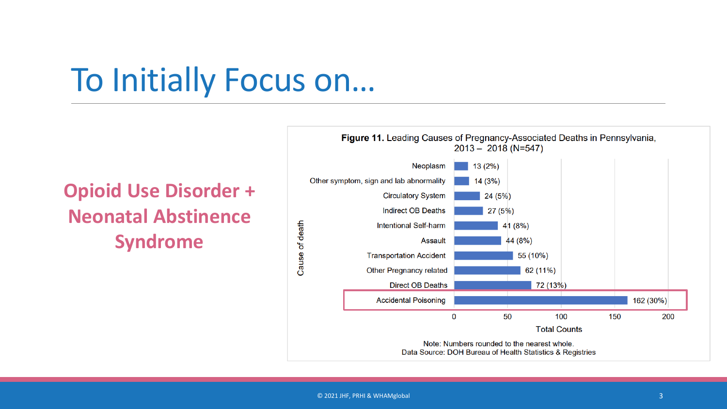# To Initially Focus on…

**Opioid Use Disorder + Neonatal Abstinence Syndrome**

**Figure 11.** Leading Causes of Pregnancy-Associated Deaths in Pennsylvania, 2013 – 2018 (N=547)

| Cause of death | Total Counts |
|---|---|
| Neoplasm | 13 (2%) |
| Other symptom, sign and lab abnormality | 14 (3%) |
| Circulatory System | 24 (5%) |
| Indirect OB Deaths | 27 (5%) |
| Intentional Self-harm | 41 (8%) |
| Assault | 44 (8%) |
| Transportation Accident | 55 (10%) |
| Other Pregnancy related | 62 (11%) |
| Direct OB Deaths | 72 (13%) |
| Accidental Poisoning | 162 (30%) |

Note: Numbers rounded to the nearest whole.
Data Source: DOH Bureau of Health Statistics & Registries

© 2021 JHF, PRHI & WHAMglobal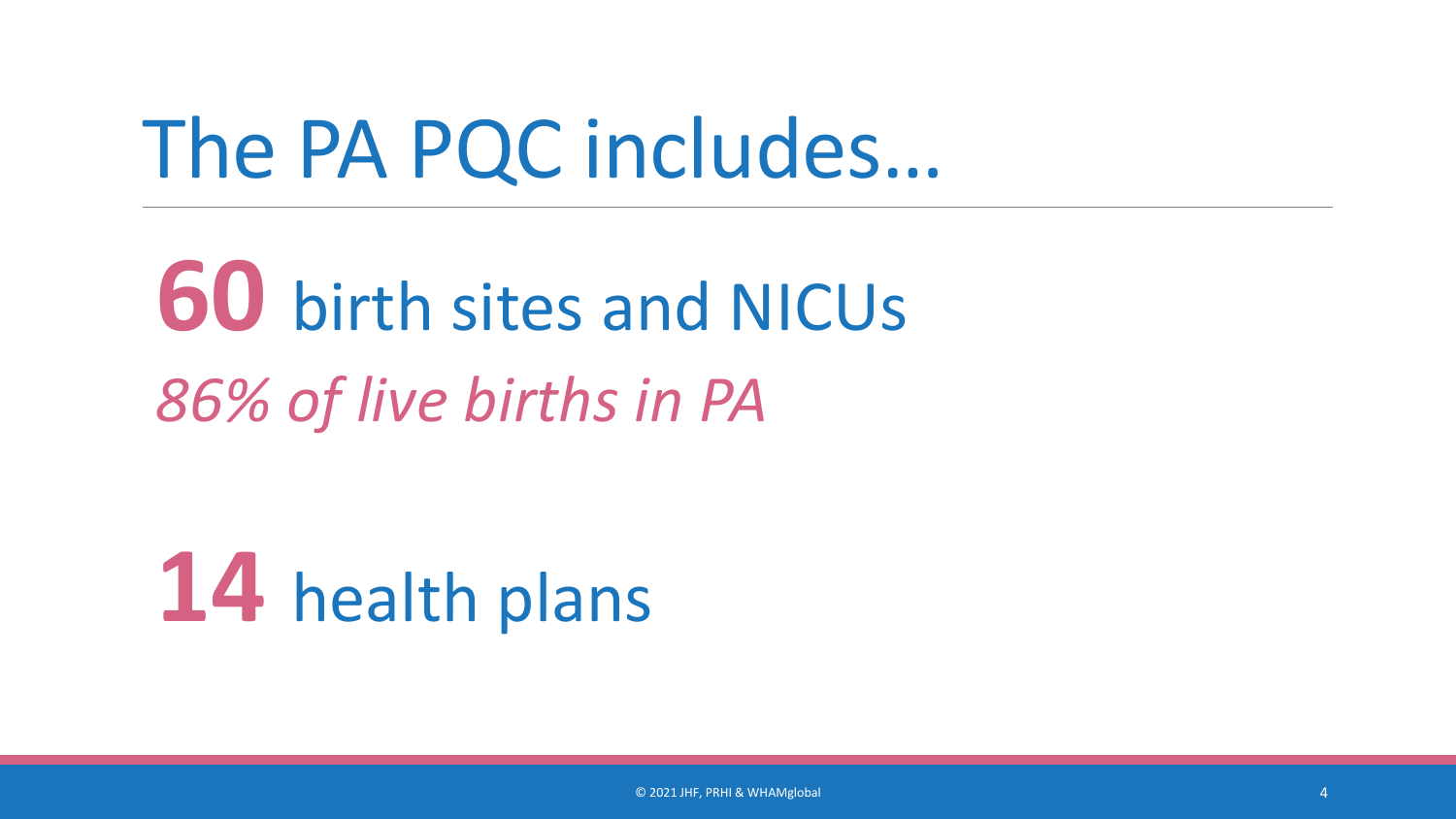# The PA PQC includes…

**60** birth sites and NICUs

*86% of live births in PA*

**14** health plans

© 2021 JHF, PRHI & WHAMglobal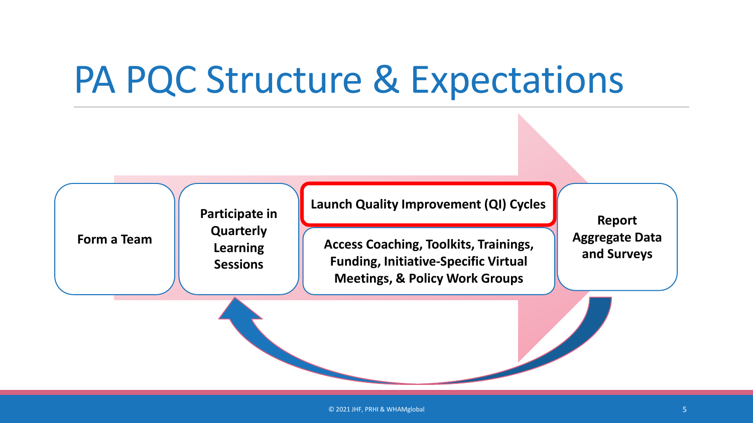# PA PQC Structure & Expectations

**Form a Team**

**Participate in Quarterly Learning Sessions**

**Launch Quality Improvement (QI) Cycles**

**Access Coaching, Toolkits, Trainings, Funding, Initiative-Specific Virtual Meetings, & Policy Work Groups**

**Report Aggregate Data and Surveys**

© 2021 JHF, PRHI & WHAMglobal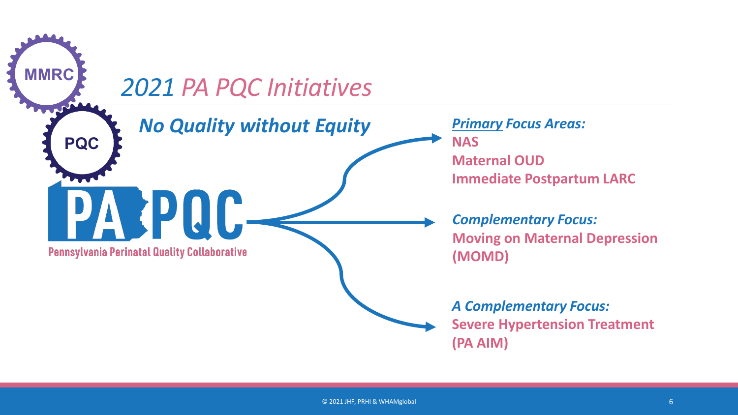# *2021 PA PQC Initiatives*

MMRC

PQC

PA PQC

Pennsylvania Perinatal Quality Collaborative

## *No Quality without Equity*

***Primary Focus Areas:***

**NAS**
**Maternal OUD**
**Immediate Postpartum LARC**

***Complementary Focus:***

**Moving on Maternal Depression (MOMD)**

***A Complementary Focus:***

**Severe Hypertension Treatment (PA AIM)**

© 2021 JHF, PRHI & WHAMglobal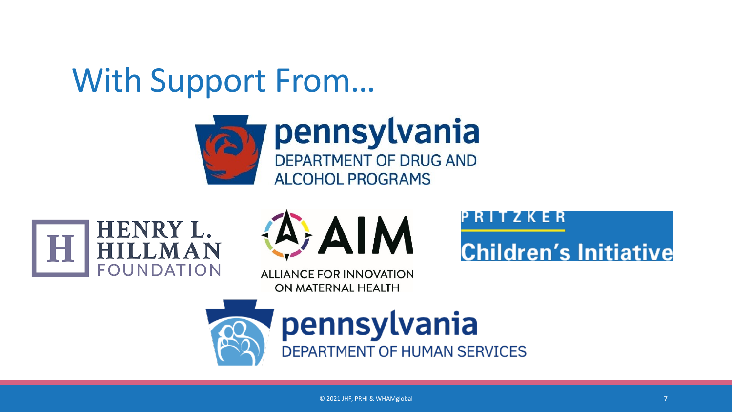# With Support From…

pennsylvania
DEPARTMENT OF DRUG AND ALCOHOL PROGRAMS

HENRY L. HILLMAN FOUNDATION

AIM
ALLIANCE FOR INNOVATION ON MATERNAL HEALTH

PRITZKER
Children's Initiative

pennsylvania
DEPARTMENT OF HUMAN SERVICES

© 2021 JHF, PRHI & WHAMglobal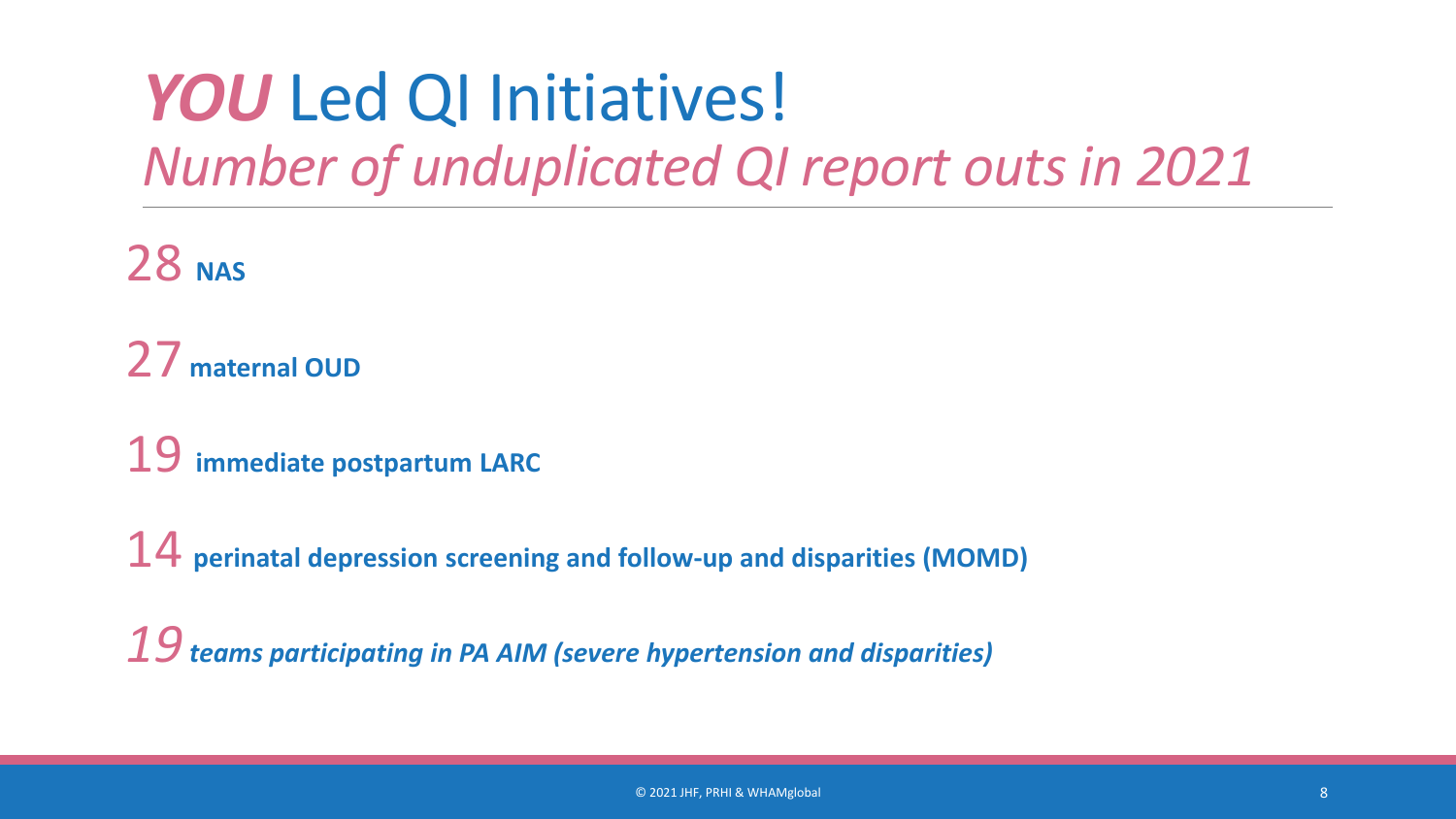# ***YOU*** Led QI Initiatives!

## *Number of unduplicated QI report outs in 2021*

28 **NAS**

27 **maternal OUD**

19 **immediate postpartum LARC**

14 **perinatal depression screening and follow-up and disparities (MOMD)**

*19* ***teams participating in PA AIM (severe hypertension and disparities)***

© 2021 JHF, PRHI & WHAMglobal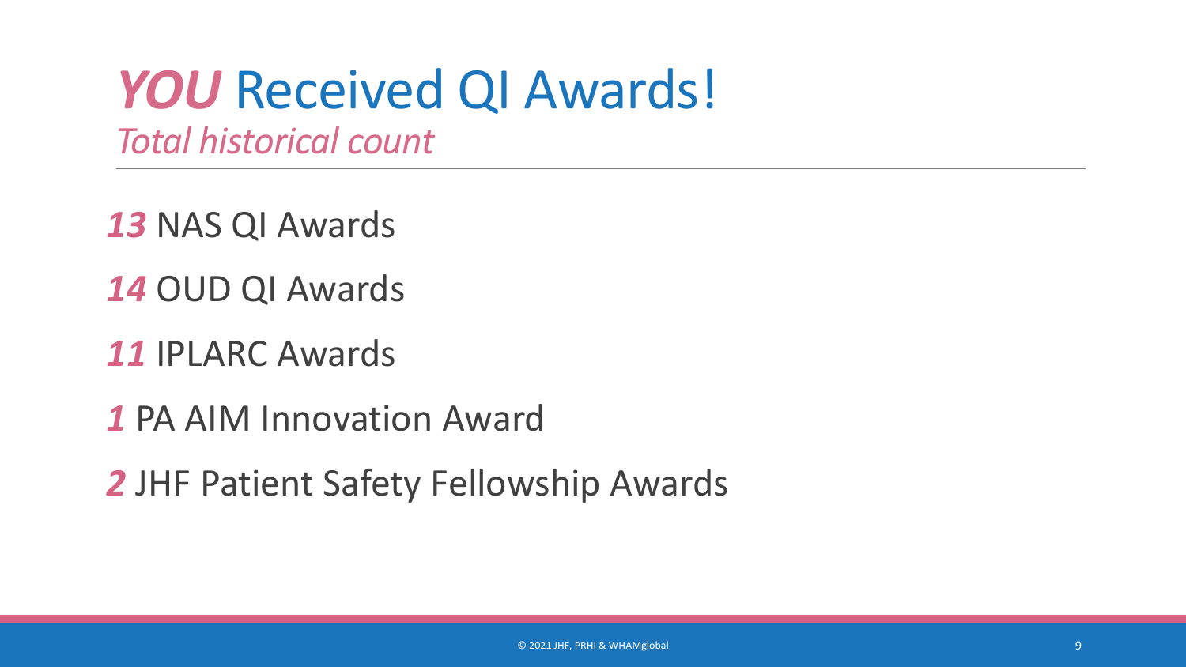# *YOU* Received QI Awards!

*Total historical count*

*13* NAS QI Awards

*14* OUD QI Awards

*11* IPLARC Awards

*1* PA AIM Innovation Award

*2* JHF Patient Safety Fellowship Awards

© 2021 JHF, PRHI & WHAMglobal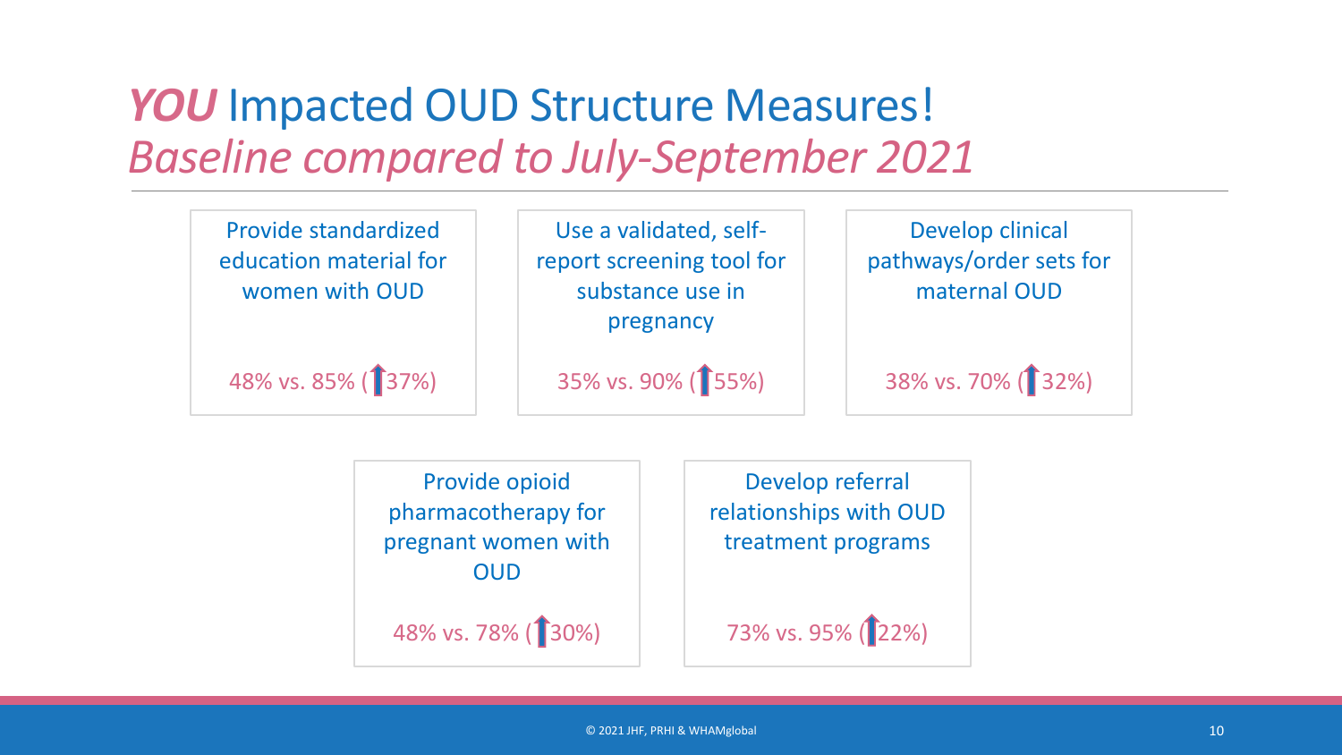# ***YOU*** Impacted OUD Structure Measures!

## *Baseline compared to July-September 2021*

**Provide standardized education material for women with OUD**

48% vs. 85% (↑37%)

**Use a validated, self-report screening tool for substance use in pregnancy**

35% vs. 90% (↑55%)

**Develop clinical pathways/order sets for maternal OUD**

38% vs. 70% (↑32%)

**Provide opioid pharmacotherapy for pregnant women with OUD**

48% vs. 78% (↑30%)

**Develop referral relationships with OUD treatment programs**

73% vs. 95% (↑22%)

© 2021 JHF, PRHI & WHAMglobal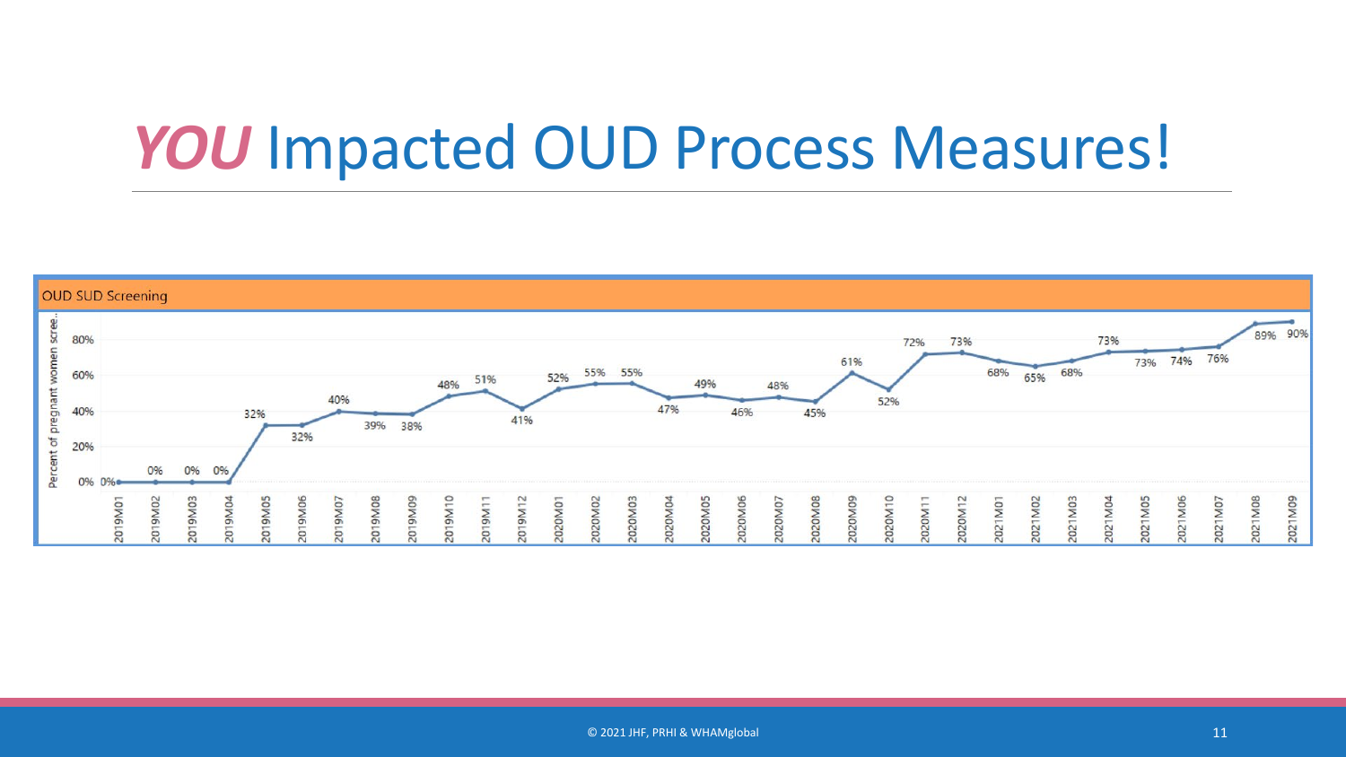# *YOU* Impacted OUD Process Measures!

OUD SUD Screening

| Month | Percent of pregnant women screened |
|---|---|
| 2019M01 | 0% |
| 2019M02 | 0% |
| 2019M03 | 0% |
| 2019M04 | 0% |
| 2019M05 | 32% |
| 2019M06 | 32% |
| 2019M07 | 40% |
| 2019M08 | 39% |
| 2019M09 | 38% |
| 2019M10 | 48% |
| 2019M11 | 51% |
| 2019M12 | 41% |
| 2020M01 | 52% |
| 2020M02 | 55% |
| 2020M03 | 55% |
| 2020M04 | 47% |
| 2020M05 | 49% |
| 2020M06 | 46% |
| 2020M07 | 48% |
| 2020M08 | 45% |
| 2020M09 | 61% |
| 2020M10 | 52% |
| 2020M11 | 72% |
| 2020M12 | 73% |
| 2021M01 | 68% |
| 2021M02 | 65% |
| 2021M03 | 68% |
| 2021M04 | 73% |
| 2021M05 | 73% |
| 2021M06 | 74% |
| 2021M07 | 76% |
| 2021M08 | 89% |
| 2021M09 | 90% |

© 2021 JHF, PRHI & WHAMglobal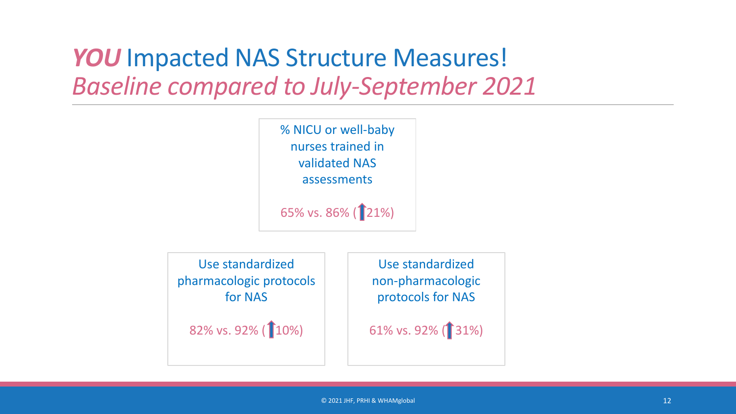# ***YOU*** Impacted NAS Structure Measures!

## *Baseline compared to July-September 2021*

% NICU or well-baby nurses trained in validated NAS assessments

65% vs. 86% (↑21%)

Use standardized pharmacologic protocols for NAS

82% vs. 92% (↑10%)

Use standardized non-pharmacologic protocols for NAS

61% vs. 92% (↑31%)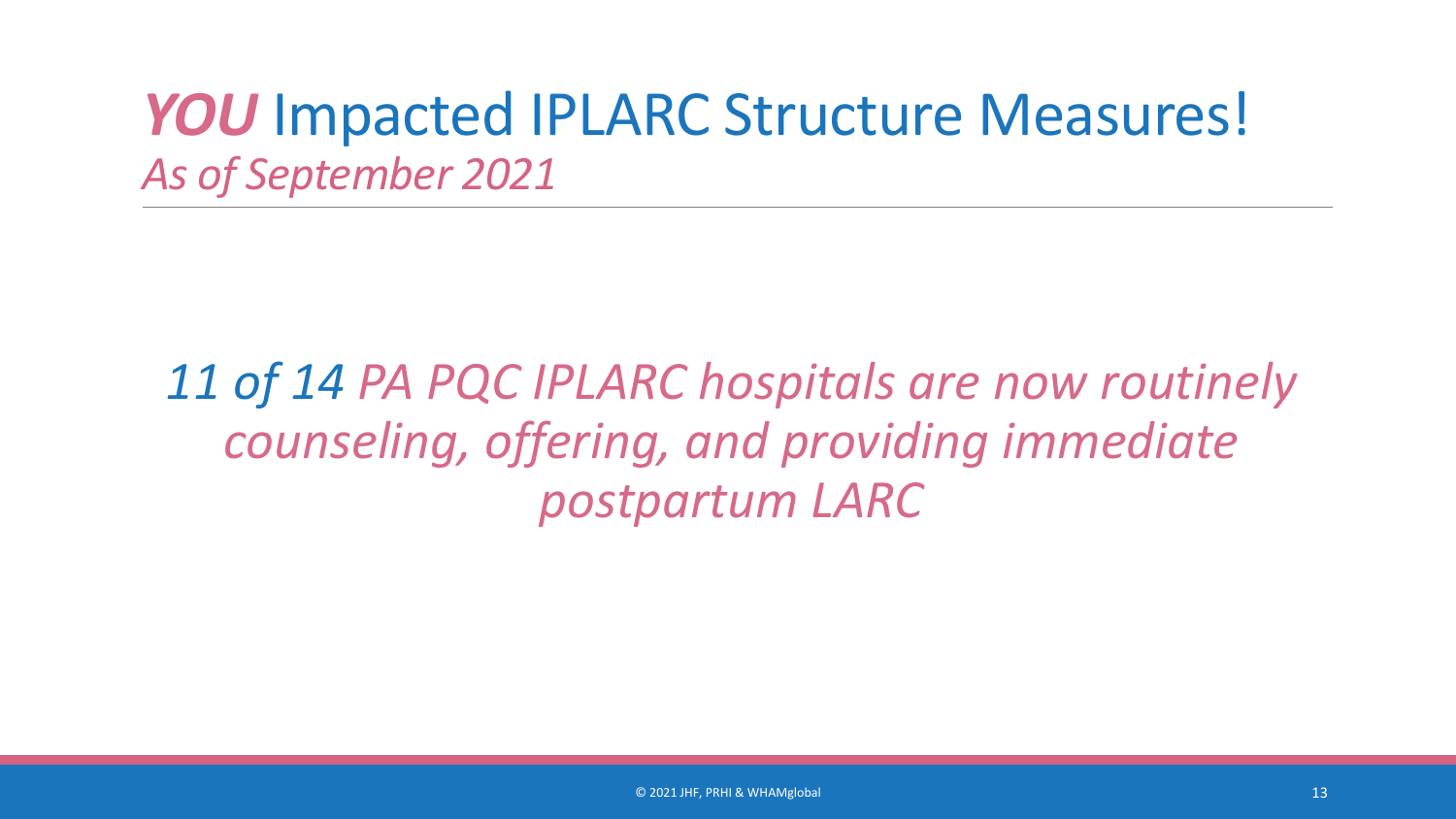# ***YOU*** Impacted IPLARC Structure Measures!

*As of September 2021*

*11 of 14 PA PQC IPLARC hospitals are now routinely counseling, offering, and providing immediate postpartum LARC*

© 2021 JHF, PRHI & WHAMglobal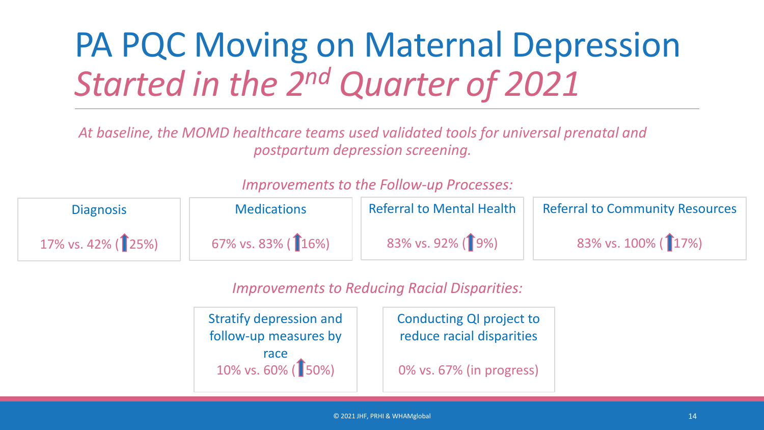# PA PQC Moving on Maternal Depression
## *Started in the 2nd Quarter of 2021*

*At baseline, the MOMD healthcare teams used validated tools for universal prenatal and postpartum depression screening.*

*Improvements to the Follow-up Processes:*

| Diagnosis | Medications | Referral to Mental Health | Referral to Community Resources |
|---|---|---|---|
| 17% vs. 42% (↑25%) | 67% vs. 83% (↑16%) | 83% vs. 92% (↑9%) | 83% vs. 100% (↑17%) |

*Improvements to Reducing Racial Disparities:*

| Stratify depression and follow-up measures by race | Conducting QI project to reduce racial disparities |
|---|---|
| 10% vs. 60% (↑50%) | 0% vs. 67% (in progress) |

© 2021 JHF, PRHI & WHAMglobal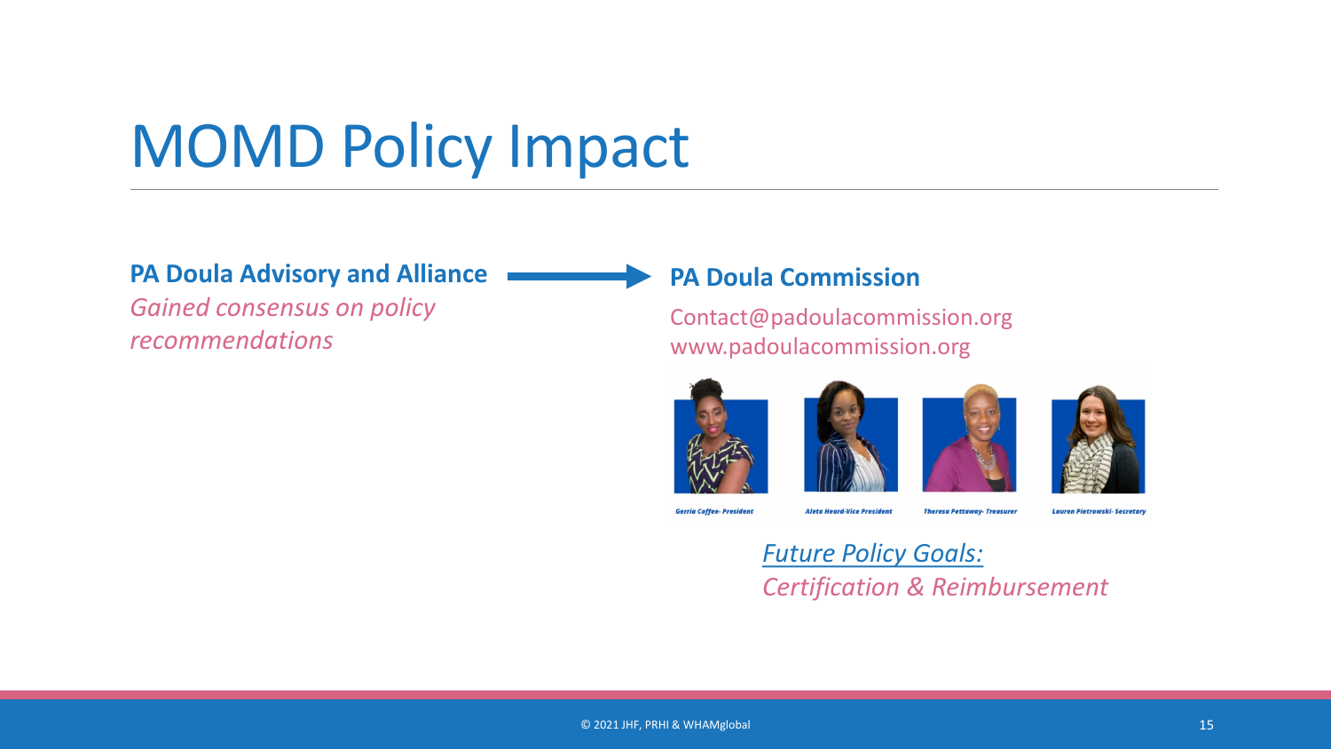# MOMD Policy Impact

**PA Doula Advisory and Alliance**

*Gained consensus on policy recommendations*

→

**PA Doula Commission**

Contact@padoulacommission.org
www.padoulacommission.org

Gerria Coffee- President

Aleta Heard-Vice President

Theresa Pettaway- Treasurer

Lauren Pietrowski- Secretary

*Future Policy Goals:*

*Certification & Reimbursement*

© 2021 JHF, PRHI & WHAMglobal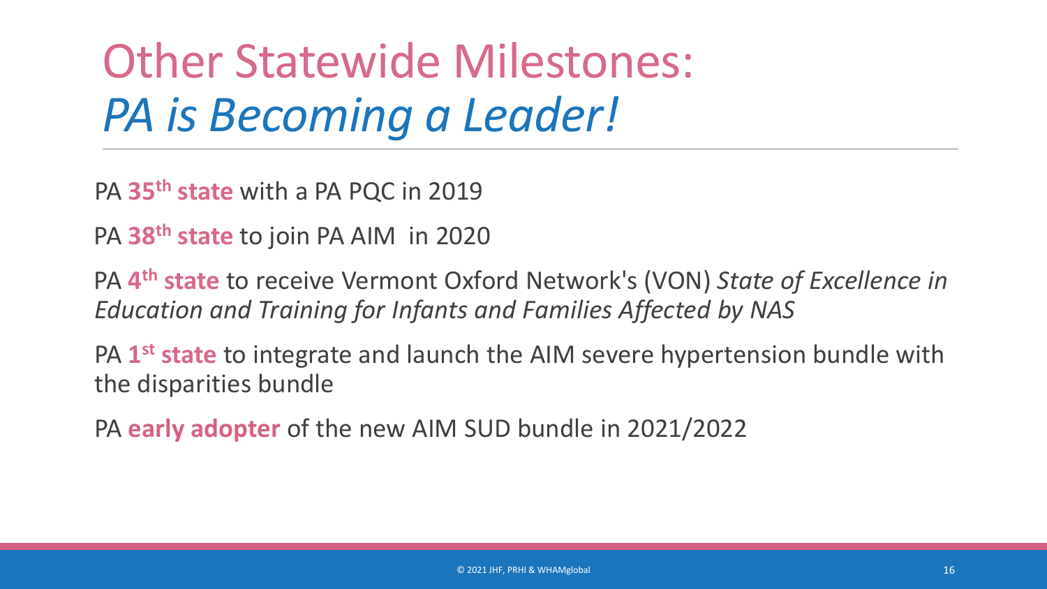# Other Statewide Milestones: *PA is Becoming a Leader!*

PA **35th state** with a PA PQC in 2019

PA **38th state** to join PA AIM in 2020

PA **4th state** to receive Vermont Oxford Network's (VON) *State of Excellence in Education and Training for Infants and Families Affected by NAS*

PA **1st state** to integrate and launch the AIM severe hypertension bundle with the disparities bundle

PA **early adopter** of the new AIM SUD bundle in 2021/2022

© 2021 JHF, PRHI & WHAMglobal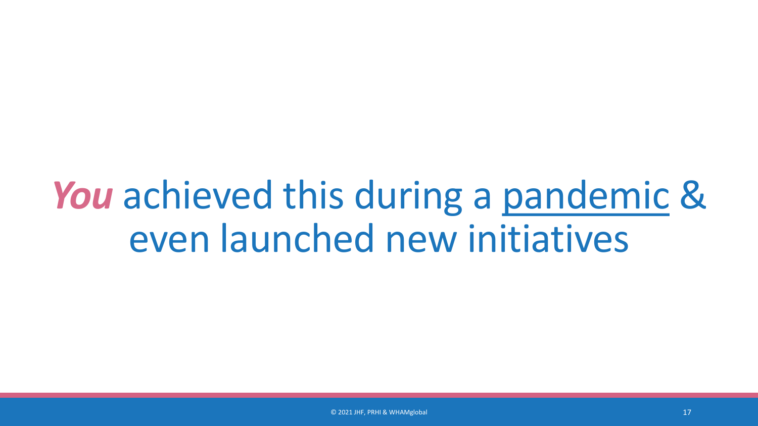***You*** achieved this during a <u>pandemic</u> & even launched new initiatives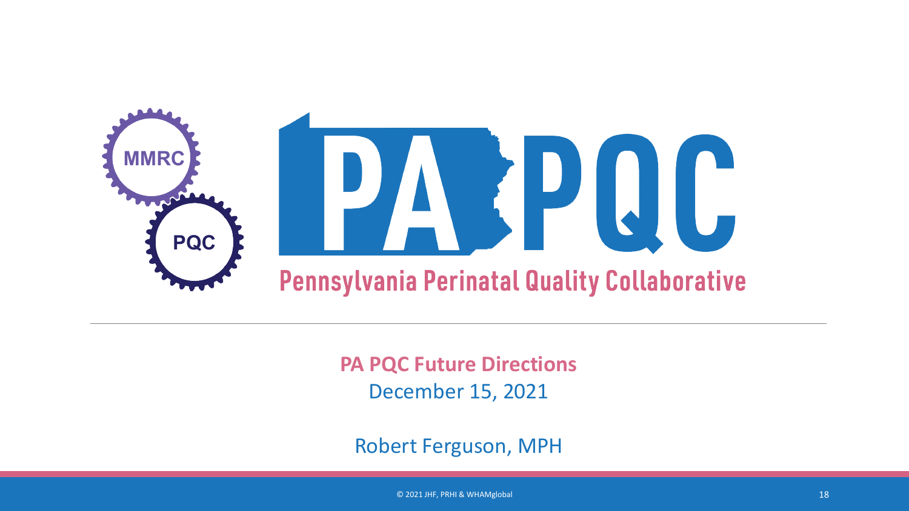MMRC

PQC

# PA PQC

Pennsylvania Perinatal Quality Collaborative

---

**PA PQC Future Directions**

December 15, 2021

Robert Ferguson, MPH

© 2021 JHF, PRHI & WHAMglobal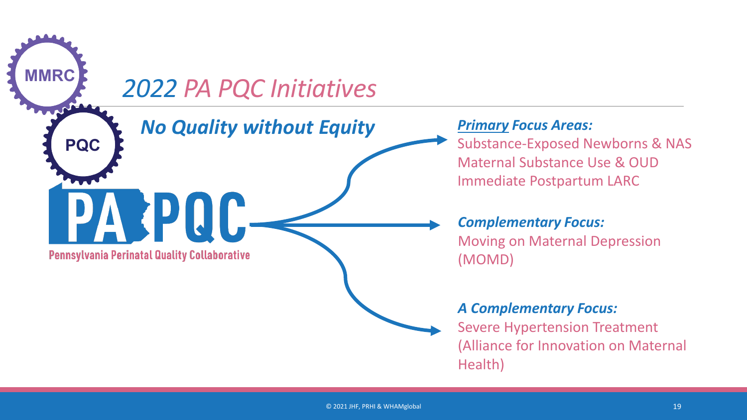MMRC

PQC

# *2022 PA PQC Initiatives*

## ***No Quality without Equity***

PA PQC

Pennsylvania Perinatal Quality Collaborative

***Primary Focus Areas:***

Substance-Exposed Newborns & NAS
Maternal Substance Use & OUD
Immediate Postpartum LARC

***Complementary Focus:***

Moving on Maternal Depression (MOMD)

***A Complementary Focus:***

Severe Hypertension Treatment (Alliance for Innovation on Maternal Health)

© 2021 JHF, PRHI & WHAMglobal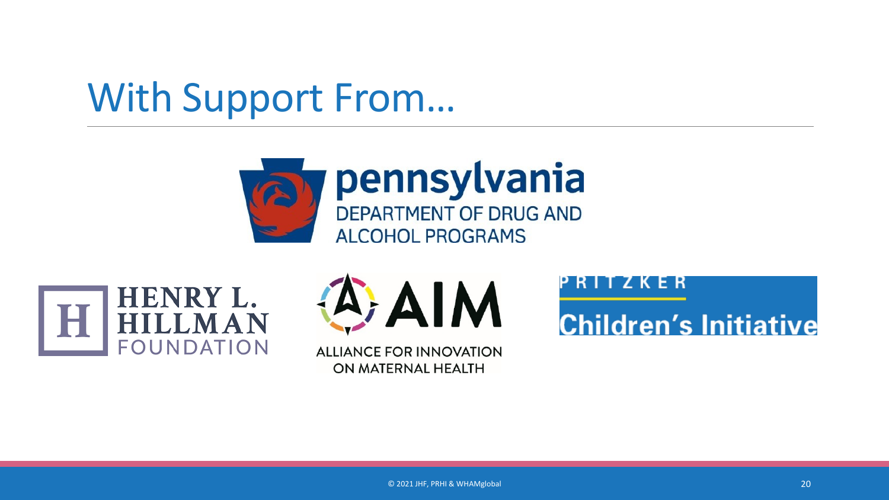# With Support From…

pennsylvania
DEPARTMENT OF DRUG AND ALCOHOL PROGRAMS

HENRY L. HILLMAN FOUNDATION

AIM
ALLIANCE FOR INNOVATION ON MATERNAL HEALTH

PRITZKER
Children's Initiative

© 2021 JHF, PRHI & WHAMglobal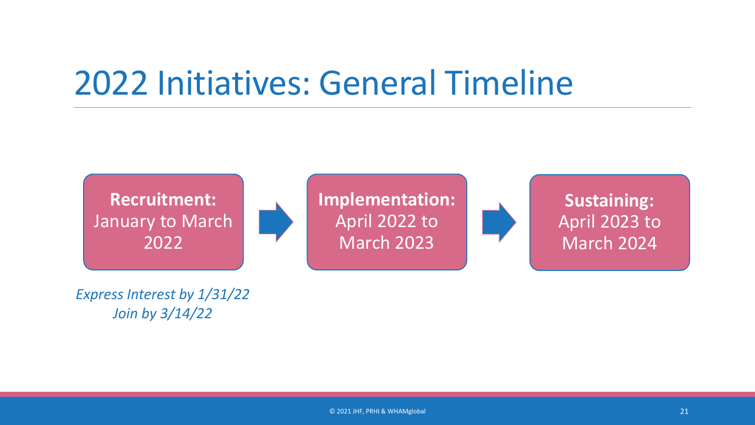# 2022 Initiatives: General Timeline

**Recruitment:** January to March 2022 → **Implementation:** April 2022 to March 2023 → **Sustaining:** April 2023 to March 2024

*Express Interest by 1/31/22*
*Join by 3/14/22*

© 2021 JHF, PRHI & WHAMglobal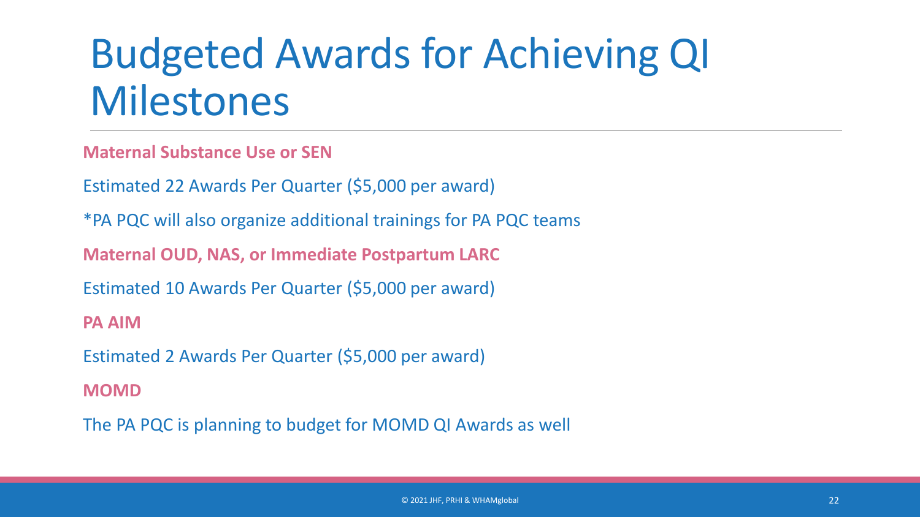# Budgeted Awards for Achieving QI Milestones

**Maternal Substance Use or SEN**

Estimated 22 Awards Per Quarter ($5,000 per award)

*PA PQC will also organize additional trainings for PA PQC teams

**Maternal OUD, NAS, or Immediate Postpartum LARC**

Estimated 10 Awards Per Quarter ($5,000 per award)

**PA AIM**

Estimated 2 Awards Per Quarter ($5,000 per award)

**MOMD**

The PA PQC is planning to budget for MOMD QI Awards as well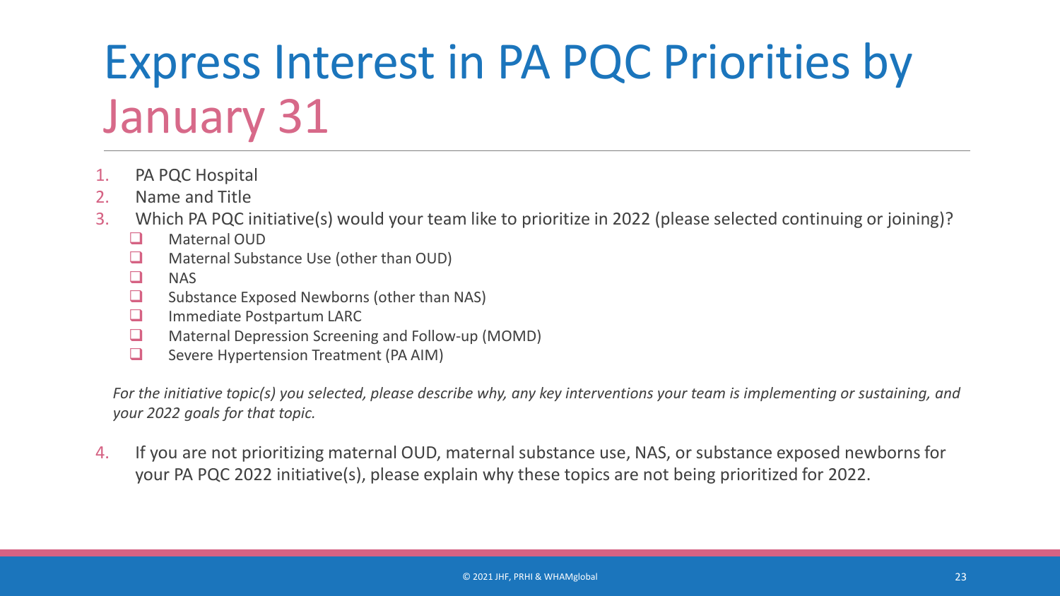# Express Interest in PA PQC Priorities by January 31

1. PA PQC Hospital
2. Name and Title
3. Which PA PQC initiative(s) would your team like to prioritize in 2022 (please selected continuing or joining)?
   - ❑ Maternal OUD
   - ❑ Maternal Substance Use (other than OUD)
   - ❑ NAS
   - ❑ Substance Exposed Newborns (other than NAS)
   - ❑ Immediate Postpartum LARC
   - ❑ Maternal Depression Screening and Follow-up (MOMD)
   - ❑ Severe Hypertension Treatment (PA AIM)

   *For the initiative topic(s) you selected, please describe why, any key interventions your team is implementing or sustaining, and your 2022 goals for that topic.*

4. If you are not prioritizing maternal OUD, maternal substance use, NAS, or substance exposed newborns for your PA PQC 2022 initiative(s), please explain why these topics are not being prioritized for 2022.

© 2021 JHF, PRHI & WHAMglobal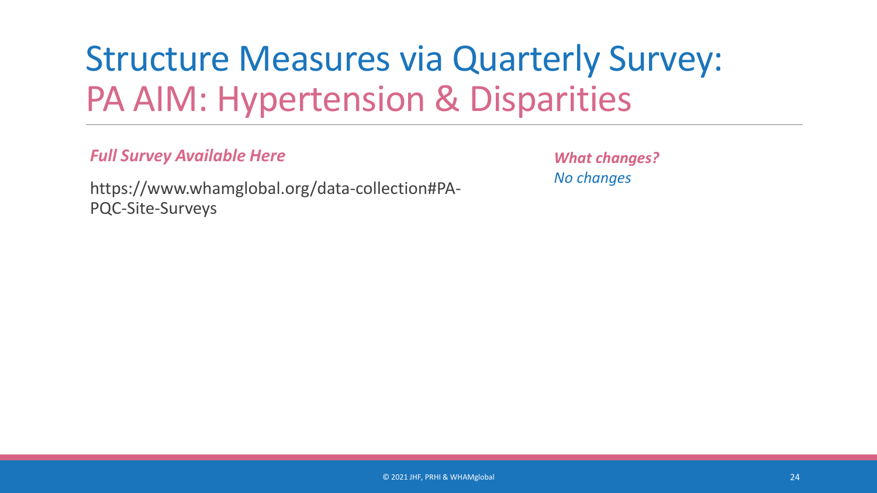# Structure Measures via Quarterly Survey: PA AIM: Hypertension & Disparities

***Full Survey Available Here***

https://www.whamglobal.org/data-collection#PA-PQC-Site-Surveys

***What changes?***

*No changes*

© 2021 JHF, PRHI & WHAMglobal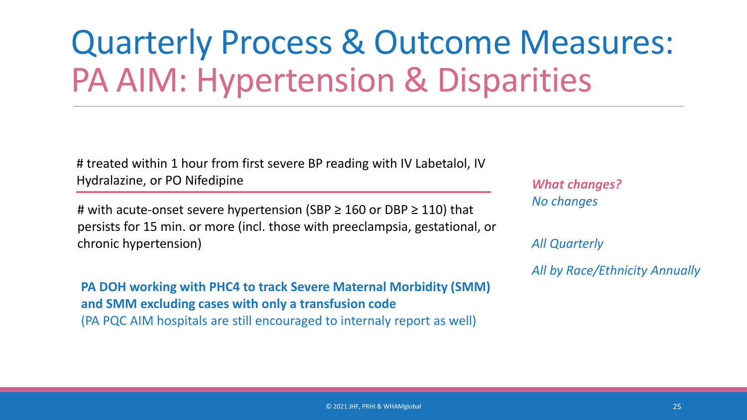# Quarterly Process & Outcome Measures:
# PA AIM: Hypertension & Disparities

# treated within 1 hour from first severe BP reading with IV Labetalol, IV Hydralazine, or PO Nifedipine

---

# with acute-onset severe hypertension (SBP ≥ 160 or DBP ≥ 110) that persists for 15 min. or more (incl. those with preeclampsia, gestational, or chronic hypertension)

**PA DOH working with PHC4 to track Severe Maternal Morbidity (SMM) and SMM excluding cases with only a transfusion code**
(PA PQC AIM hospitals are still encouraged to internaly report as well)

***What changes?***
*No changes*

*All Quarterly*

*All by Race/Ethnicity Annually*

© 2021 JHF, PRHI & WHAMglobal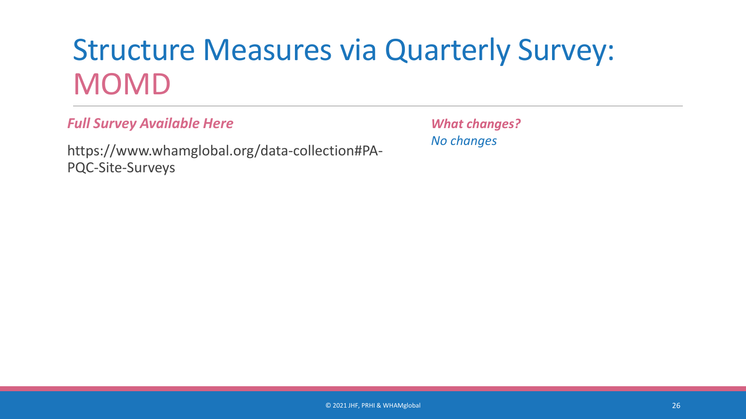# Structure Measures via Quarterly Survey: MOMD

***Full Survey Available Here***

https://www.whamglobal.org/data-collection#PA-PQC-Site-Surveys

***What changes?***

*No changes*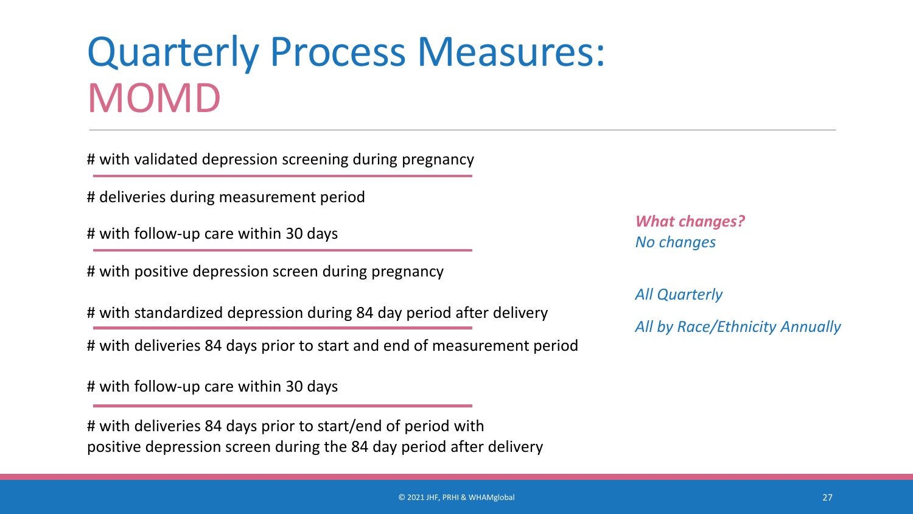# Quarterly Process Measures: MOMD

# with validated depression screening during pregnancy

---

# deliveries during measurement period

# with follow-up care within 30 days

---

# with positive depression screen during pregnancy

# with standardized depression during 84 day period after delivery

---

# with deliveries 84 days prior to start and end of measurement period

# with follow-up care within 30 days

---

# with deliveries 84 days prior to start/end of period with positive depression screen during the 84 day period after delivery

***What changes?***
*No changes*

*All Quarterly*

*All by Race/Ethnicity Annually*

© 2021 JHF, PRHI & WHAMglobal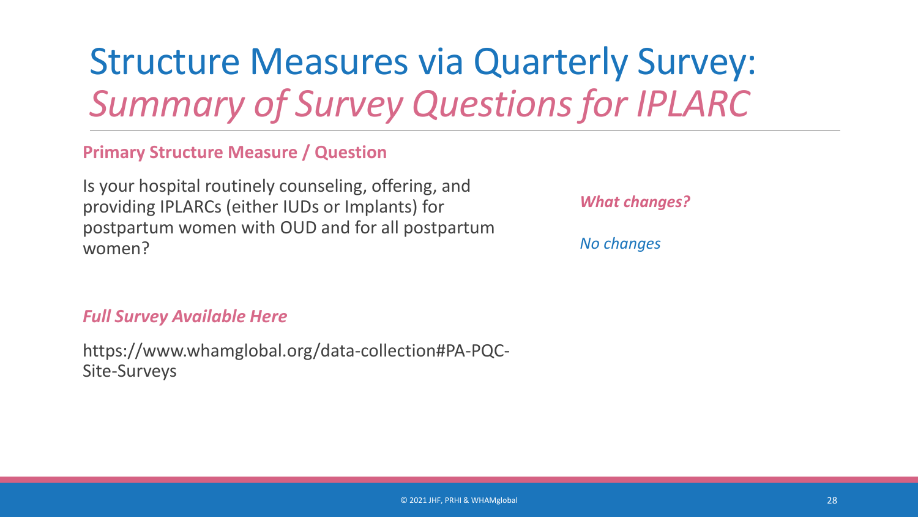# Structure Measures via Quarterly Survey: *Summary of Survey Questions for IPLARC*

**Primary Structure Measure / Question**

Is your hospital routinely counseling, offering, and providing IPLARCs (either IUDs or Implants) for postpartum women with OUD and for all postpartum women?

***What changes?***

*No changes*

***Full Survey Available Here***

https://www.whamglobal.org/data-collection#PA-PQC-Site-Surveys

© 2021 JHF, PRHI & WHAMglobal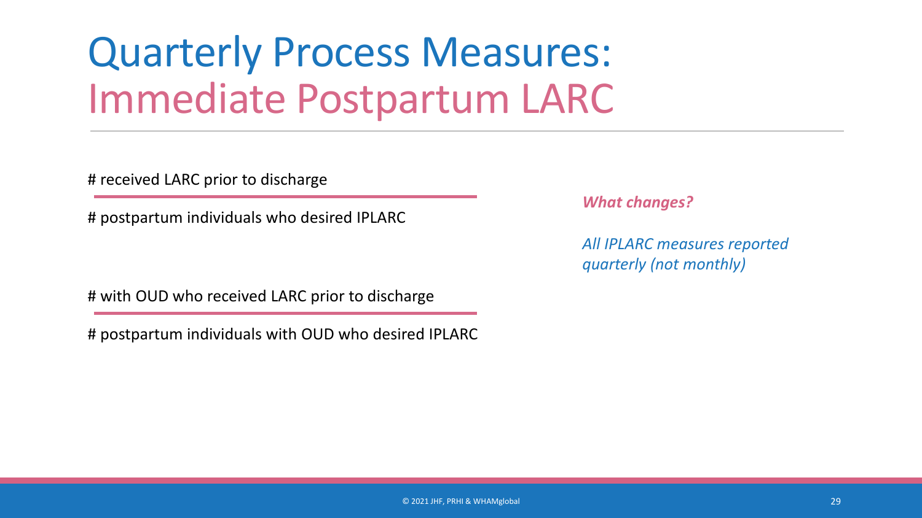# Quarterly Process Measures: Immediate Postpartum LARC

# received LARC prior to discharge

---

# postpartum individuals who desired IPLARC

# with OUD who received LARC prior to discharge

---

# postpartum individuals with OUD who desired IPLARC

***What changes?***

*All IPLARC measures reported quarterly (not monthly)*

© 2021 JHF, PRHI & WHAMglobal